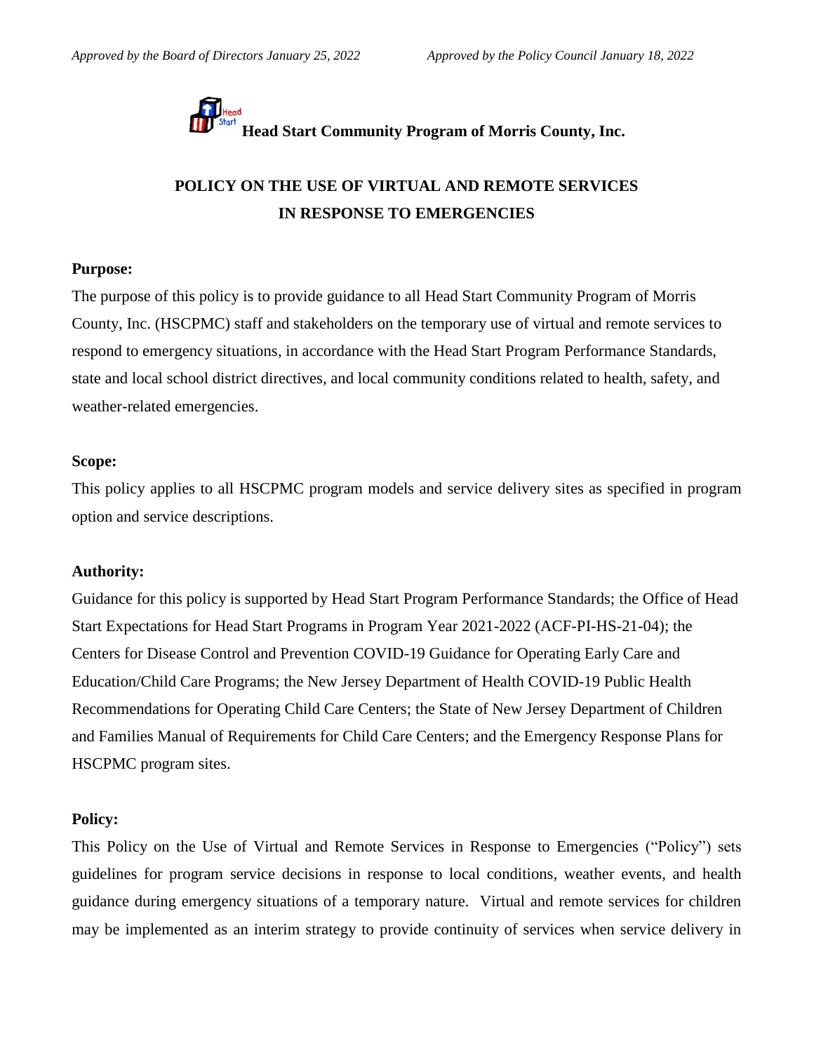*Approved by the Board of Directors January 25, 2022* *Approved by the Policy Council January 18, 2022*

**Head Start Community Program of Morris County, Inc.**

# POLICY ON THE USE OF VIRTUAL AND REMOTE SERVICES IN RESPONSE TO EMERGENCIES

**Purpose:**

The purpose of this policy is to provide guidance to all Head Start Community Program of Morris County, Inc. (HSCPMC) staff and stakeholders on the temporary use of virtual and remote services to respond to emergency situations, in accordance with the Head Start Program Performance Standards, state and local school district directives, and local community conditions related to health, safety, and weather-related emergencies.

**Scope:**

This policy applies to all HSCPMC program models and service delivery sites as specified in program option and service descriptions.

**Authority:**

Guidance for this policy is supported by Head Start Program Performance Standards; the Office of Head Start Expectations for Head Start Programs in Program Year 2021-2022 (ACF-PI-HS-21-04); the Centers for Disease Control and Prevention COVID-19 Guidance for Operating Early Care and Education/Child Care Programs; the New Jersey Department of Health COVID-19 Public Health Recommendations for Operating Child Care Centers; the State of New Jersey Department of Children and Families Manual of Requirements for Child Care Centers; and the Emergency Response Plans for HSCPMC program sites.

**Policy:**

This Policy on the Use of Virtual and Remote Services in Response to Emergencies ("Policy") sets guidelines for program service decisions in response to local conditions, weather events, and health guidance during emergency situations of a temporary nature. Virtual and remote services for children may be implemented as an interim strategy to provide continuity of services when service delivery in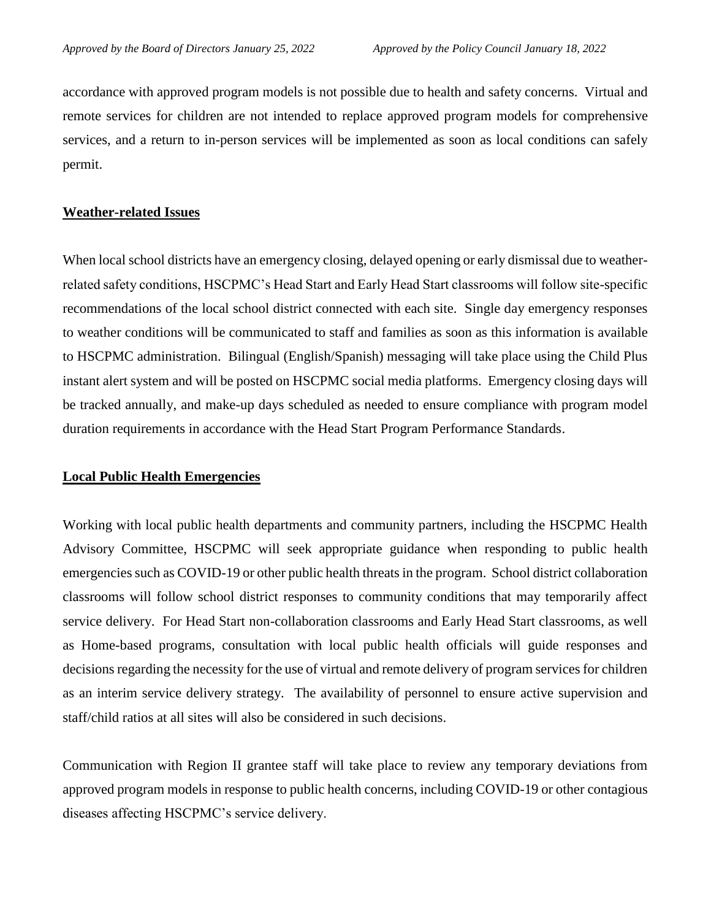accordance with approved program models is not possible due to health and safety concerns. Virtual and remote services for children are not intended to replace approved program models for comprehensive services, and a return to in-person services will be implemented as soon as local conditions can safely permit.

**Weather-related Issues**

When local school districts have an emergency closing, delayed opening or early dismissal due to weather-related safety conditions, HSCPMC's Head Start and Early Head Start classrooms will follow site-specific recommendations of the local school district connected with each site. Single day emergency responses to weather conditions will be communicated to staff and families as soon as this information is available to HSCPMC administration. Bilingual (English/Spanish) messaging will take place using the Child Plus instant alert system and will be posted on HSCPMC social media platforms. Emergency closing days will be tracked annually, and make-up days scheduled as needed to ensure compliance with program model duration requirements in accordance with the Head Start Program Performance Standards.

**Local Public Health Emergencies**

Working with local public health departments and community partners, including the HSCPMC Health Advisory Committee, HSCPMC will seek appropriate guidance when responding to public health emergencies such as COVID-19 or other public health threats in the program. School district collaboration classrooms will follow school district responses to community conditions that may temporarily affect service delivery. For Head Start non-collaboration classrooms and Early Head Start classrooms, as well as Home-based programs, consultation with local public health officials will guide responses and decisions regarding the necessity for the use of virtual and remote delivery of program services for children as an interim service delivery strategy. The availability of personnel to ensure active supervision and staff/child ratios at all sites will also be considered in such decisions.

Communication with Region II grantee staff will take place to review any temporary deviations from approved program models in response to public health concerns, including COVID-19 or other contagious diseases affecting HSCPMC's service delivery.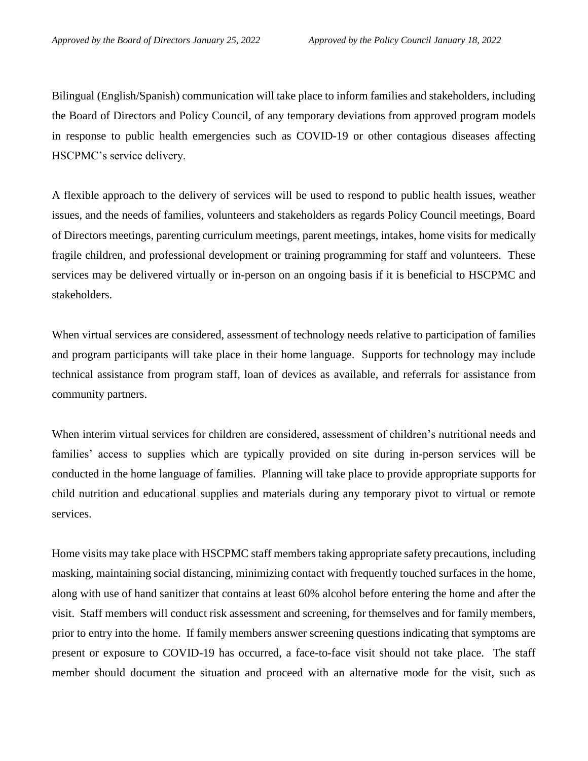Bilingual (English/Spanish) communication will take place to inform families and stakeholders, including the Board of Directors and Policy Council, of any temporary deviations from approved program models in response to public health emergencies such as COVID-19 or other contagious diseases affecting HSCPMC's service delivery.

A flexible approach to the delivery of services will be used to respond to public health issues, weather issues, and the needs of families, volunteers and stakeholders as regards Policy Council meetings, Board of Directors meetings, parenting curriculum meetings, parent meetings, intakes, home visits for medically fragile children, and professional development or training programming for staff and volunteers. These services may be delivered virtually or in-person on an ongoing basis if it is beneficial to HSCPMC and stakeholders.

When virtual services are considered, assessment of technology needs relative to participation of families and program participants will take place in their home language. Supports for technology may include technical assistance from program staff, loan of devices as available, and referrals for assistance from community partners.

When interim virtual services for children are considered, assessment of children's nutritional needs and families' access to supplies which are typically provided on site during in-person services will be conducted in the home language of families. Planning will take place to provide appropriate supports for child nutrition and educational supplies and materials during any temporary pivot to virtual or remote services.

Home visits may take place with HSCPMC staff members taking appropriate safety precautions, including masking, maintaining social distancing, minimizing contact with frequently touched surfaces in the home, along with use of hand sanitizer that contains at least 60% alcohol before entering the home and after the visit. Staff members will conduct risk assessment and screening, for themselves and for family members, prior to entry into the home. If family members answer screening questions indicating that symptoms are present or exposure to COVID-19 has occurred, a face-to-face visit should not take place. The staff member should document the situation and proceed with an alternative mode for the visit, such as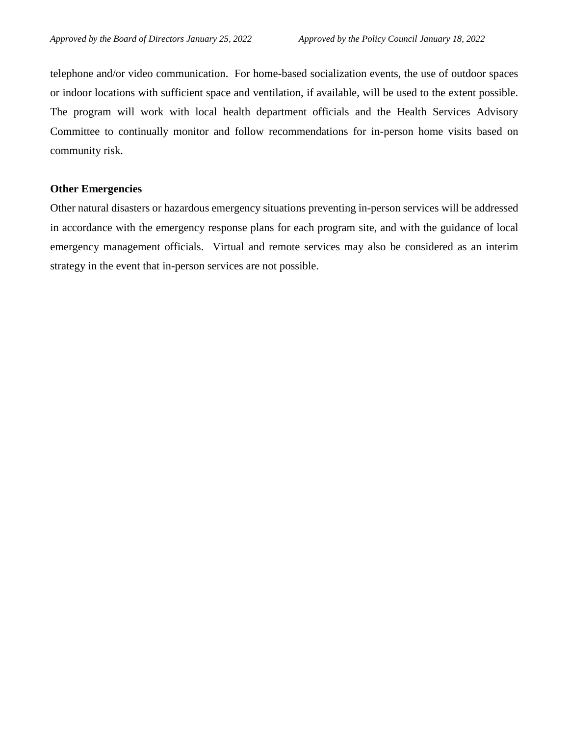telephone and/or video communication. For home-based socialization events, the use of outdoor spaces or indoor locations with sufficient space and ventilation, if available, will be used to the extent possible. The program will work with local health department officials and the Health Services Advisory Committee to continually monitor and follow recommendations for in-person home visits based on community risk.

**Other Emergencies**

Other natural disasters or hazardous emergency situations preventing in-person services will be addressed in accordance with the emergency response plans for each program site, and with the guidance of local emergency management officials. Virtual and remote services may also be considered as an interim strategy in the event that in-person services are not possible.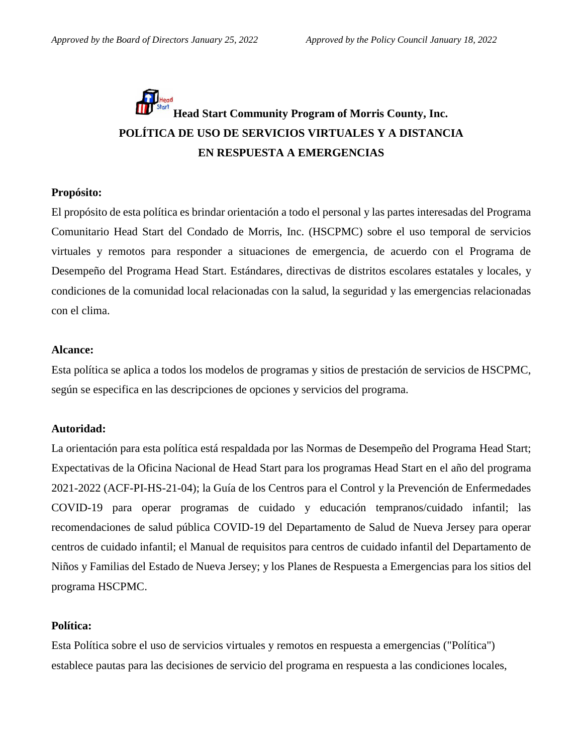*Approved by the Board of Directors January 25, 2022*  *Approved by the Policy Council January 18, 2022*

**Head Start Community Program of Morris County, Inc.**
**POLÍTICA DE USO DE SERVICIOS VIRTUALES Y A DISTANCIA EN RESPUESTA A EMERGENCIAS**

**Propósito:**

El propósito de esta política es brindar orientación a todo el personal y las partes interesadas del Programa Comunitario Head Start del Condado de Morris, Inc. (HSCPMC) sobre el uso temporal de servicios virtuales y remotos para responder a situaciones de emergencia, de acuerdo con el Programa de Desempeño del Programa Head Start. Estándares, directivas de distritos escolares estatales y locales, y condiciones de la comunidad local relacionadas con la salud, la seguridad y las emergencias relacionadas con el clima.

**Alcance:**

Esta política se aplica a todos los modelos de programas y sitios de prestación de servicios de HSCPMC, según se especifica en las descripciones de opciones y servicios del programa.

**Autoridad:**

La orientación para esta política está respaldada por las Normas de Desempeño del Programa Head Start; Expectativas de la Oficina Nacional de Head Start para los programas Head Start en el año del programa 2021-2022 (ACF-PI-HS-21-04); la Guía de los Centros para el Control y la Prevención de Enfermedades COVID-19 para operar programas de cuidado y educación tempranos/cuidado infantil; las recomendaciones de salud pública COVID-19 del Departamento de Salud de Nueva Jersey para operar centros de cuidado infantil; el Manual de requisitos para centros de cuidado infantil del Departamento de Niños y Familias del Estado de Nueva Jersey; y los Planes de Respuesta a Emergencias para los sitios del programa HSCPMC.

**Política:**

Esta Política sobre el uso de servicios virtuales y remotos en respuesta a emergencias ("Política") establece pautas para las decisiones de servicio del programa en respuesta a las condiciones locales,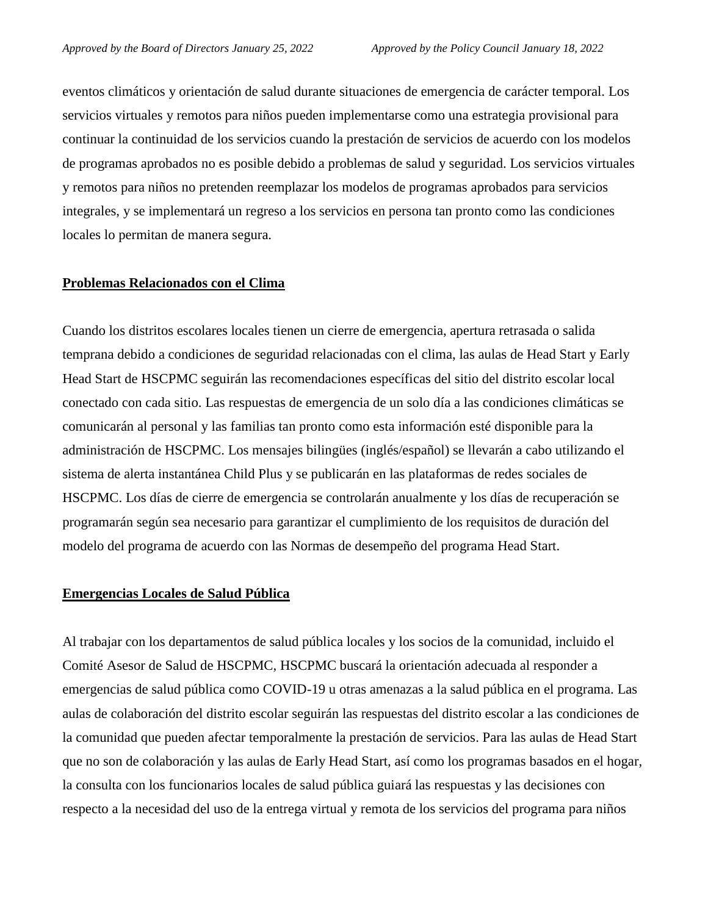eventos climáticos y orientación de salud durante situaciones de emergencia de carácter temporal. Los servicios virtuales y remotos para niños pueden implementarse como una estrategia provisional para continuar la continuidad de los servicios cuando la prestación de servicios de acuerdo con los modelos de programas aprobados no es posible debido a problemas de salud y seguridad. Los servicios virtuales y remotos para niños no pretenden reemplazar los modelos de programas aprobados para servicios integrales, y se implementará un regreso a los servicios en persona tan pronto como las condiciones locales lo permitan de manera segura.

**Problemas Relacionados con el Clima**

Cuando los distritos escolares locales tienen un cierre de emergencia, apertura retrasada o salida temprana debido a condiciones de seguridad relacionadas con el clima, las aulas de Head Start y Early Head Start de HSCPMC seguirán las recomendaciones específicas del sitio del distrito escolar local conectado con cada sitio. Las respuestas de emergencia de un solo día a las condiciones climáticas se comunicarán al personal y las familias tan pronto como esta información esté disponible para la administración de HSCPMC. Los mensajes bilingües (inglés/español) se llevarán a cabo utilizando el sistema de alerta instantánea Child Plus y se publicarán en las plataformas de redes sociales de HSCPMC. Los días de cierre de emergencia se controlarán anualmente y los días de recuperación se programarán según sea necesario para garantizar el cumplimiento de los requisitos de duración del modelo del programa de acuerdo con las Normas de desempeño del programa Head Start.

**Emergencias Locales de Salud Pública**

Al trabajar con los departamentos de salud pública locales y los socios de la comunidad, incluido el Comité Asesor de Salud de HSCPMC, HSCPMC buscará la orientación adecuada al responder a emergencias de salud pública como COVID-19 u otras amenazas a la salud pública en el programa. Las aulas de colaboración del distrito escolar seguirán las respuestas del distrito escolar a las condiciones de la comunidad que pueden afectar temporalmente la prestación de servicios. Para las aulas de Head Start que no son de colaboración y las aulas de Early Head Start, así como los programas basados en el hogar, la consulta con los funcionarios locales de salud pública guiará las respuestas y las decisiones con respecto a la necesidad del uso de la entrega virtual y remota de los servicios del programa para niños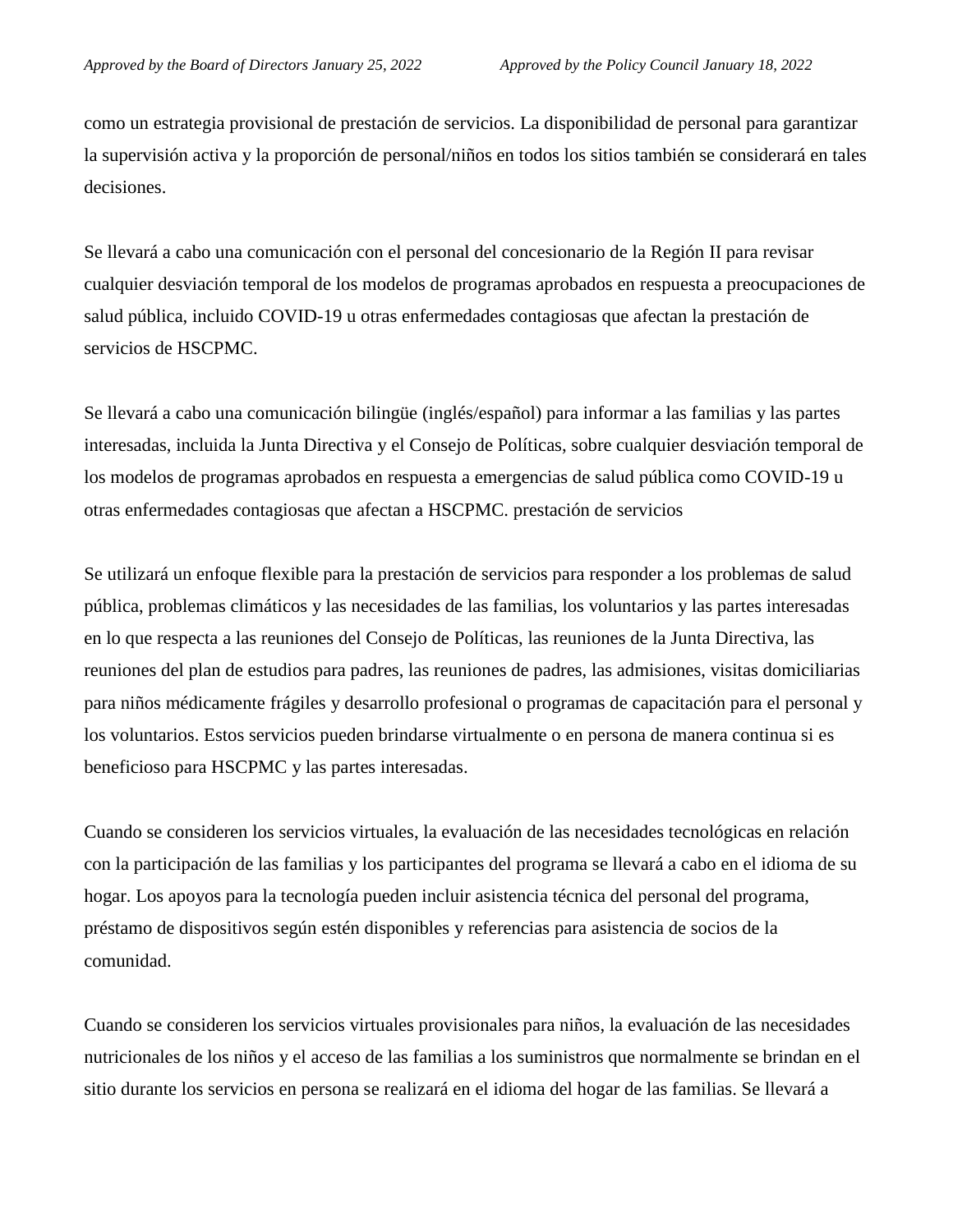como un estrategia provisional de prestación de servicios. La disponibilidad de personal para garantizar la supervisión activa y la proporción de personal/niños en todos los sitios también se considerará en tales decisiones.

Se llevará a cabo una comunicación con el personal del concesionario de la Región II para revisar cualquier desviación temporal de los modelos de programas aprobados en respuesta a preocupaciones de salud pública, incluido COVID-19 u otras enfermedades contagiosas que afectan la prestación de servicios de HSCPMC.

Se llevará a cabo una comunicación bilingüe (inglés/español) para informar a las familias y las partes interesadas, incluida la Junta Directiva y el Consejo de Políticas, sobre cualquier desviación temporal de los modelos de programas aprobados en respuesta a emergencias de salud pública como COVID-19 u otras enfermedades contagiosas que afectan a HSCPMC. prestación de servicios

Se utilizará un enfoque flexible para la prestación de servicios para responder a los problemas de salud pública, problemas climáticos y las necesidades de las familias, los voluntarios y las partes interesadas en lo que respecta a las reuniones del Consejo de Políticas, las reuniones de la Junta Directiva, las reuniones del plan de estudios para padres, las reuniones de padres, las admisiones, visitas domiciliarias para niños médicamente frágiles y desarrollo profesional o programas de capacitación para el personal y los voluntarios. Estos servicios pueden brindarse virtualmente o en persona de manera continua si es beneficioso para HSCPMC y las partes interesadas.

Cuando se consideren los servicios virtuales, la evaluación de las necesidades tecnológicas en relación con la participación de las familias y los participantes del programa se llevará a cabo en el idioma de su hogar. Los apoyos para la tecnología pueden incluir asistencia técnica del personal del programa, préstamo de dispositivos según estén disponibles y referencias para asistencia de socios de la comunidad.

Cuando se consideren los servicios virtuales provisionales para niños, la evaluación de las necesidades nutricionales de los niños y el acceso de las familias a los suministros que normalmente se brindan en el sitio durante los servicios en persona se realizará en el idioma del hogar de las familias. Se llevará a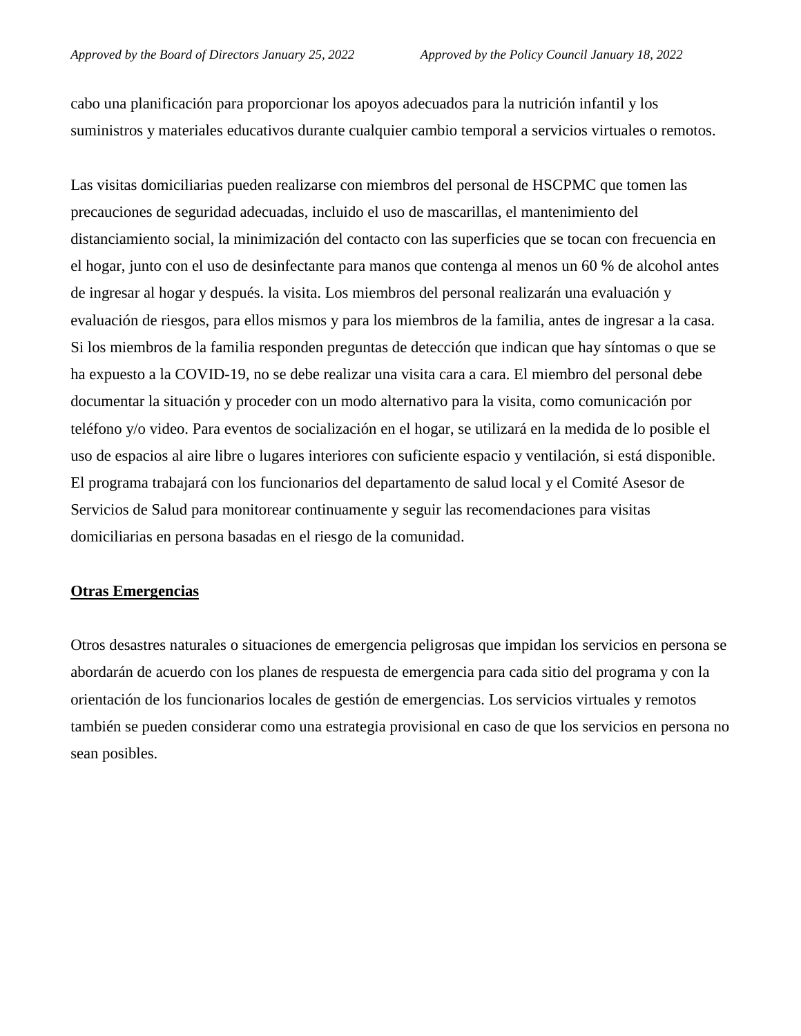cabo una planificación para proporcionar los apoyos adecuados para la nutrición infantil y los suministros y materiales educativos durante cualquier cambio temporal a servicios virtuales o remotos.

Las visitas domiciliarias pueden realizarse con miembros del personal de HSCPMC que tomen las precauciones de seguridad adecuadas, incluido el uso de mascarillas, el mantenimiento del distanciamiento social, la minimización del contacto con las superficies que se tocan con frecuencia en el hogar, junto con el uso de desinfectante para manos que contenga al menos un 60 % de alcohol antes de ingresar al hogar y después. la visita. Los miembros del personal realizarán una evaluación y evaluación de riesgos, para ellos mismos y para los miembros de la familia, antes de ingresar a la casa. Si los miembros de la familia responden preguntas de detección que indican que hay síntomas o que se ha expuesto a la COVID-19, no se debe realizar una visita cara a cara. El miembro del personal debe documentar la situación y proceder con un modo alternativo para la visita, como comunicación por teléfono y/o video. Para eventos de socialización en el hogar, se utilizará en la medida de lo posible el uso de espacios al aire libre o lugares interiores con suficiente espacio y ventilación, si está disponible. El programa trabajará con los funcionarios del departamento de salud local y el Comité Asesor de Servicios de Salud para monitorear continuamente y seguir las recomendaciones para visitas domiciliarias en persona basadas en el riesgo de la comunidad.

**Otras Emergencias**

Otros desastres naturales o situaciones de emergencia peligrosas que impidan los servicios en persona se abordarán de acuerdo con los planes de respuesta de emergencia para cada sitio del programa y con la orientación de los funcionarios locales de gestión de emergencias. Los servicios virtuales y remotos también se pueden considerar como una estrategia provisional en caso de que los servicios en persona no sean posibles.